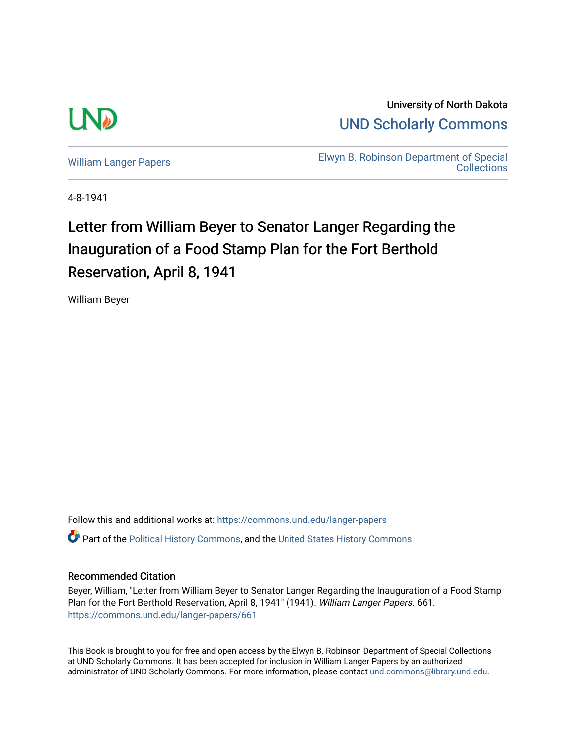University of North Dakota

UND Scholarly Commons

William Langer Papers

Elwyn B. Robinson Department of Special Collections

4-8-1941

# Letter from William Beyer to Senator Langer Regarding the Inauguration of a Food Stamp Plan for the Fort Berthold Reservation, April 8, 1941

William Beyer

Follow this and additional works at: https://commons.und.edu/langer-papers

Part of the Political History Commons, and the United States History Commons

### Recommended Citation

Beyer, William, "Letter from William Beyer to Senator Langer Regarding the Inauguration of a Food Stamp Plan for the Fort Berthold Reservation, April 8, 1941" (1941). *William Langer Papers*. 661.
https://commons.und.edu/langer-papers/661

This Book is brought to you for free and open access by the Elwyn B. Robinson Department of Special Collections at UND Scholarly Commons. It has been accepted for inclusion in William Langer Papers by an authorized administrator of UND Scholarly Commons. For more information, please contact und.commons@library.und.edu.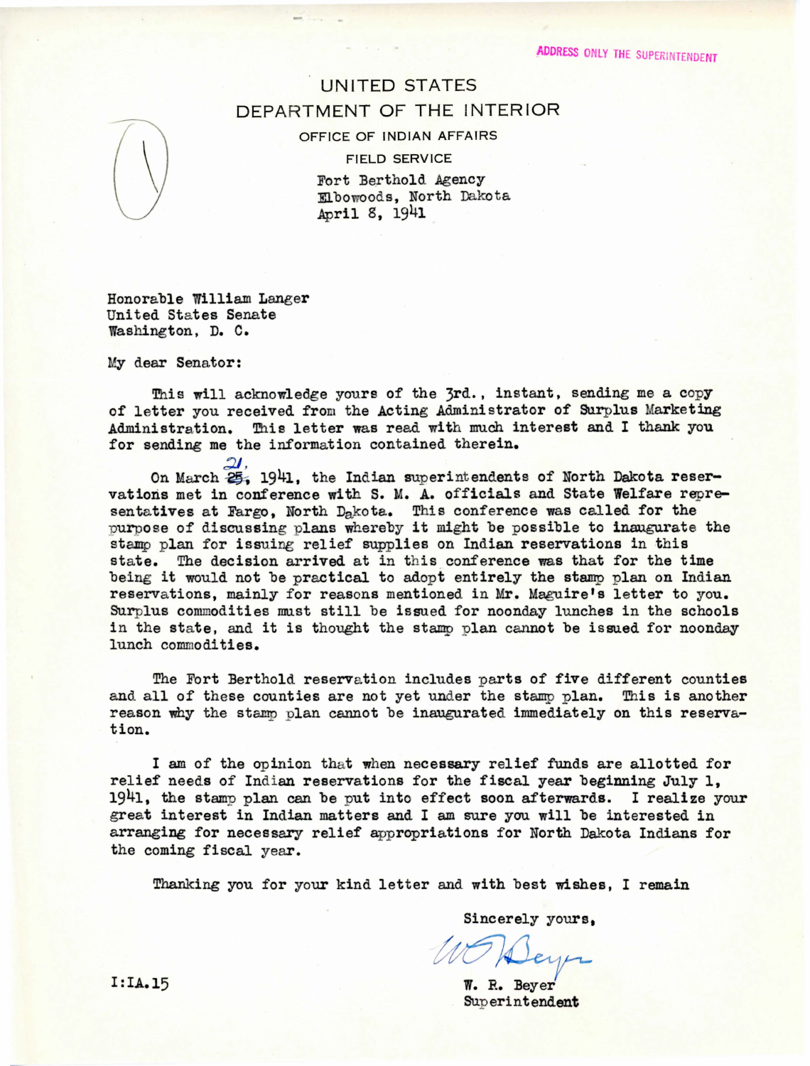ADDRESS ONLY THE SUPERINTENDENT

UNITED STATES
DEPARTMENT OF THE INTERIOR
OFFICE OF INDIAN AFFAIRS
FIELD SERVICE

Fort Berthold Agency
Elbowoods, North Dakota
April 8, 1941

Honorable William Langer
United States Senate
Washington, D. C.

My dear Senator:

This will acknowledge yours of the 3rd., instant, sending me a copy of letter you received from the Acting Administrator of Surplus Marketing Administration. This letter was read with much interest and I thank you for sending me the information contained therein.

On March ~~25~~ 21, 1941, the Indian superintendents of North Dakota reservations met in conference with S. M. A. officials and State Welfare representatives at Fargo, North Dakota. This conference was called for the purpose of discussing plans whereby it might be possible to inaugurate the stamp plan for issuing relief supplies on Indian reservations in this state. The decision arrived at in this conference was that for the time being it would not be practical to adopt entirely the stamp plan on Indian reservations, mainly for reasons mentioned in Mr. Maguire's letter to you. Surplus commodities must still be issued for noonday lunches in the schools in the state, and it is thought the stamp plan cannot be issued for noonday lunch commodities.

The Fort Berthold reservation includes parts of five different counties and all of these counties are not yet under the stamp plan. This is another reason why the stamp plan cannot be inaugurated immediately on this reservation.

I am of the opinion that when necessary relief funds are allotted for relief needs of Indian reservations for the fiscal year beginning July 1, 1941, the stamp plan can be put into effect soon afterwards. I realize your great interest in Indian matters and I am sure you will be interested in arranging for necessary relief appropriations for North Dakota Indians for the coming fiscal year.

Thanking you for your kind letter and with best wishes, I remain

Sincerely yours,

W. R. Beyer

W. R. Beyer
Superintendent

I:IA.15